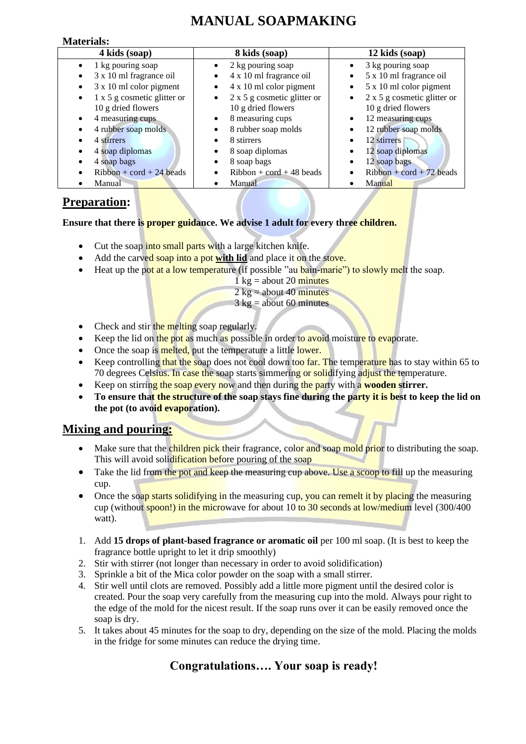# MANUAL SOAPMAKING

**Materials:**

| 4 kids (soap) | 8 kids (soap) | 12 kids (soap) |
|---|---|---|
| • 1 kg pouring soap<br>• 3 x 10 ml fragrance oil<br>• 3 x 10 ml color pigment<br>• 1 x 5 g cosmetic glitter or 10 g dried flowers<br>• 4 measuring cups<br>• 4 rubber soap molds<br>• 4 stirrers<br>• 4 soap diplomas<br>• 4 soap bags<br>• Ribbon + cord + 24 beads<br>• Manual | • 2 kg pouring soap<br>• 4 x 10 ml fragrance oil<br>• 4 x 10 ml color pigment<br>• 2 x 5 g cosmetic glitter or 10 g dried flowers<br>• 8 measuring cups<br>• 8 rubber soap molds<br>• 8 stirrers<br>• 8 soap diplomas<br>• 8 soap bags<br>• Ribbon + cord + 48 beads<br>• Manual | • 3 kg pouring soap<br>• 5 x 10 ml fragrance oil<br>• 5 x 10 ml color pigment<br>• 2 x 5 g cosmetic glitter or 10 g dried flowers<br>• 12 measuring cups<br>• 12 rubber soap molds<br>• 12 stirrers<br>• 12 soap diplomas<br>• 12 soap bags<br>• Ribbon + cord + 72 beads<br>• Manual |

## Preparation:

**Ensure that there is proper guidance. We advise 1 adult for every three children.**

- Cut the soap into small parts with a large kitchen knife.
- Add the carved soap into a pot **with lid** and place it on the stove.
- Heat up the pot at a low temperature (if possible "au bain-marie") to slowly melt the soap.

  1 kg = about 20 minutes
  2 kg = about 40 minutes
  3 kg = about 60 minutes

- Check and stir the melting soap regularly.
- Keep the lid on the pot as much as possible in order to avoid moisture to evaporate.
- Once the soap is melted, put the temperature a little lower.
- Keep controlling that the soap does not cool down too far. The temperature has to stay within 65 to 70 degrees Celsius. In case the soap starts simmering or solidifying adjust the temperature.
- Keep on stirring the soap every now and then during the party with a **wooden stirrer.**
- **To ensure that the structure of the soap stays fine during the party it is best to keep the lid on the pot (to avoid evaporation).**

## Mixing and pouring:

- Make sure that the children pick their fragrance, color and soap mold prior to distributing the soap. This will avoid solidification before pouring of the soap
- Take the lid from the pot and keep the measuring cup above. Use a scoop to fill up the measuring cup.
- Once the soap starts solidifying in the measuring cup, you can remelt it by placing the measuring cup (without spoon!) in the microwave for about 10 to 30 seconds at low/medium level (300/400 watt).

1. Add **15 drops of plant-based fragrance or aromatic oil** per 100 ml soap. (It is best to keep the fragrance bottle upright to let it drip smoothly)
2. Stir with stirrer (not longer than necessary in order to avoid solidification)
3. Sprinkle a bit of the Mica color powder on the soap with a small stirrer.
4. Stir well until clots are removed. Possibly add a little more pigment until the desired color is created. Pour the soap very carefully from the measuring cup into the mold. Always pour right to the edge of the mold for the nicest result. If the soap runs over it can be easily removed once the soap is dry.
5. It takes about 45 minutes for the soap to dry, depending on the size of the mold. Placing the molds in the fridge for some minutes can reduce the drying time.

## Congratulations…. Your soap is ready!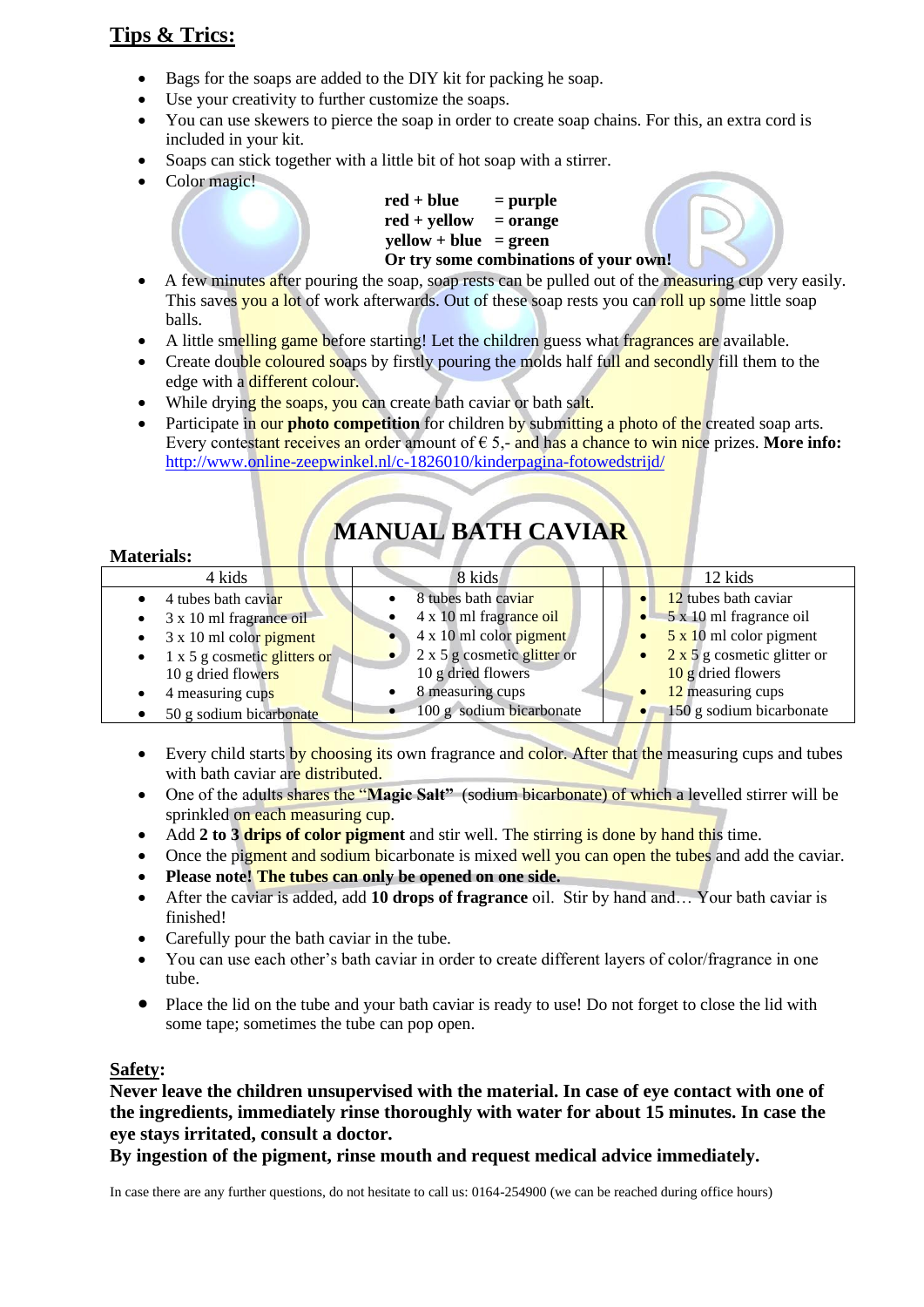## **Tips & Trics:**

- Bags for the soaps are added to the DIY kit for packing he soap.
- Use your creativity to further customize the soaps.
- You can use skewers to pierce the soap in order to create soap chains. For this, an extra cord is included in your kit.
- Soaps can stick together with a little bit of hot soap with a stirrer.
- Color magic!

  **red + blue = purple**
  **red + yellow = orange**
  **yellow + blue = green**
  **Or try some combinations of your own!**

- A few minutes after pouring the soap, soap rests can be pulled out of the measuring cup very easily. This saves you a lot of work afterwards. Out of these soap rests you can roll up some little soap balls.
- A little smelling game before starting! Let the children guess what fragrances are available.
- Create double coloured soaps by firstly pouring the molds half full and secondly fill them to the edge with a different colour.
- While drying the soaps, you can create bath caviar or bath salt.
- Participate in our **photo competition** for children by submitting a photo of the created soap arts. Every contestant receives an order amount of € 5,- and has a chance to win nice prizes. **More info:** http://www.online-zeepwinkel.nl/c-1826010/kinderpagina-fotowedstrijd/

# MANUAL BATH CAVIAR

**Materials:**

| 4 kids | 8 kids | 12 kids |
|---|---|---|
| • 4 tubes bath caviar<br>• 3 x 10 ml fragrance oil<br>• 3 x 10 ml color pigment<br>• 1 x 5 g cosmetic glitters or 10 g dried flowers<br>• 4 measuring cups<br>• 50 g sodium bicarbonate | • 8 tubes bath caviar<br>• 4 x 10 ml fragrance oil<br>• 4 x 10 ml color pigment<br>• 2 x 5 g cosmetic glitter or 10 g dried flowers<br>• 8 measuring cups<br>• 100 g sodium bicarbonate | • 12 tubes bath caviar<br>• 5 x 10 ml fragrance oil<br>• 5 x 10 ml color pigment<br>• 2 x 5 g cosmetic glitter or 10 g dried flowers<br>• 12 measuring cups<br>• 150 g sodium bicarbonate |

- Every child starts by choosing its own fragrance and color. After that the measuring cups and tubes with bath caviar are distributed.
- One of the adults shares the "**Magic Salt**" (sodium bicarbonate) of which a levelled stirrer will be sprinkled on each measuring cup.
- Add **2 to 3 drips of color pigment** and stir well. The stirring is done by hand this time.
- Once the pigment and sodium bicarbonate is mixed well you can open the tubes and add the caviar.
- **Please note! The tubes can only be opened on one side.**
- After the caviar is added, add **10 drops of fragrance** oil. Stir by hand and… Your bath caviar is finished!
- Carefully pour the bath caviar in the tube.
- You can use each other's bath caviar in order to create different layers of color/fragrance in one tube.
- Place the lid on the tube and your bath caviar is ready to use! Do not forget to close the lid with some tape; sometimes the tube can pop open.

**Safety:**

**Never leave the children unsupervised with the material. In case of eye contact with one of the ingredients, immediately rinse thoroughly with water for about 15 minutes. In case the eye stays irritated, consult a doctor.**

**By ingestion of the pigment, rinse mouth and request medical advice immediately.**

In case there are any further questions, do not hesitate to call us: 0164-254900 (we can be reached during office hours)